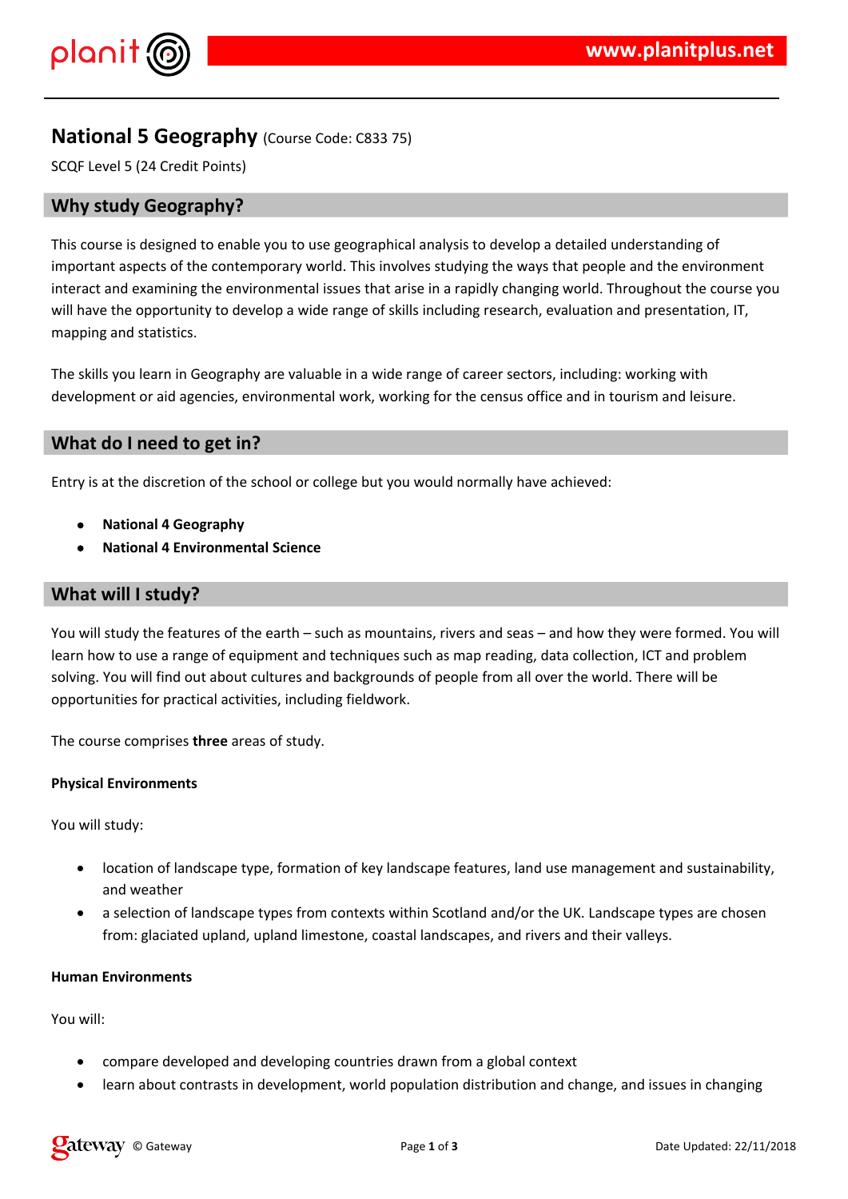# National 5 Geography (Course Code: C833 75)

SCQF Level 5 (24 Credit Points)

## Why study Geography?

This course is designed to enable you to use geographical analysis to develop a detailed understanding of important aspects of the contemporary world. This involves studying the ways that people and the environment interact and examining the environmental issues that arise in a rapidly changing world. Throughout the course you will have the opportunity to develop a wide range of skills including research, evaluation and presentation, IT, mapping and statistics.

The skills you learn in Geography are valuable in a wide range of career sectors, including: working with development or aid agencies, environmental work, working for the census office and in tourism and leisure.

## What do I need to get in?

Entry is at the discretion of the school or college but you would normally have achieved:

- **National 4 Geography**
- **National 4 Environmental Science**

## What will I study?

You will study the features of the earth – such as mountains, rivers and seas – and how they were formed. You will learn how to use a range of equipment and techniques such as map reading, data collection, ICT and problem solving. You will find out about cultures and backgrounds of people from all over the world. There will be opportunities for practical activities, including fieldwork.

The course comprises **three** areas of study.

**Physical Environments**

You will study:

- location of landscape type, formation of key landscape features, land use management and sustainability, and weather
- a selection of landscape types from contexts within Scotland and/or the UK. Landscape types are chosen from: glaciated upland, upland limestone, coastal landscapes, and rivers and their valleys.

**Human Environments**

You will:

- compare developed and developing countries drawn from a global context
- learn about contrasts in development, world population distribution and change, and issues in changing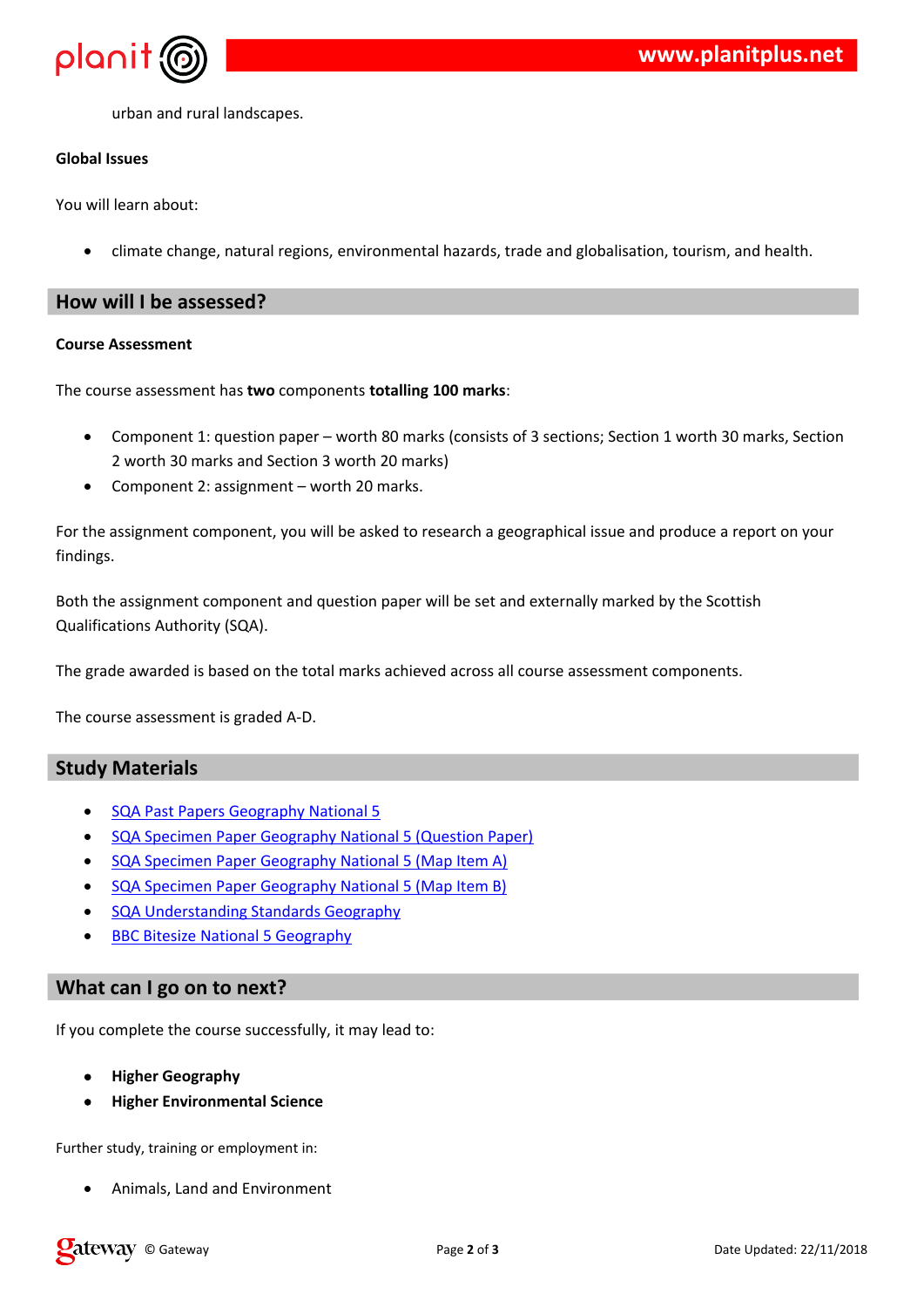urban and rural landscapes.

**Global Issues**

You will learn about:

- climate change, natural regions, environmental hazards, trade and globalisation, tourism, and health.

## How will I be assessed?

**Course Assessment**

The course assessment has **two** components **totalling 100 marks**:

- Component 1: question paper – worth 80 marks (consists of 3 sections; Section 1 worth 30 marks, Section 2 worth 30 marks and Section 3 worth 20 marks)
- Component 2: assignment – worth 20 marks.

For the assignment component, you will be asked to research a geographical issue and produce a report on your findings.

Both the assignment component and question paper will be set and externally marked by the Scottish Qualifications Authority (SQA).

The grade awarded is based on the total marks achieved across all course assessment components.

The course assessment is graded A-D.

## Study Materials

- SQA Past Papers Geography National 5
- SQA Specimen Paper Geography National 5 (Question Paper)
- SQA Specimen Paper Geography National 5 (Map Item A)
- SQA Specimen Paper Geography National 5 (Map Item B)
- SQA Understanding Standards Geography
- BBC Bitesize National 5 Geography

## What can I go on to next?

If you complete the course successfully, it may lead to:

- **Higher Geography**
- **Higher Environmental Science**

Further study, training or employment in:

- Animals, Land and Environment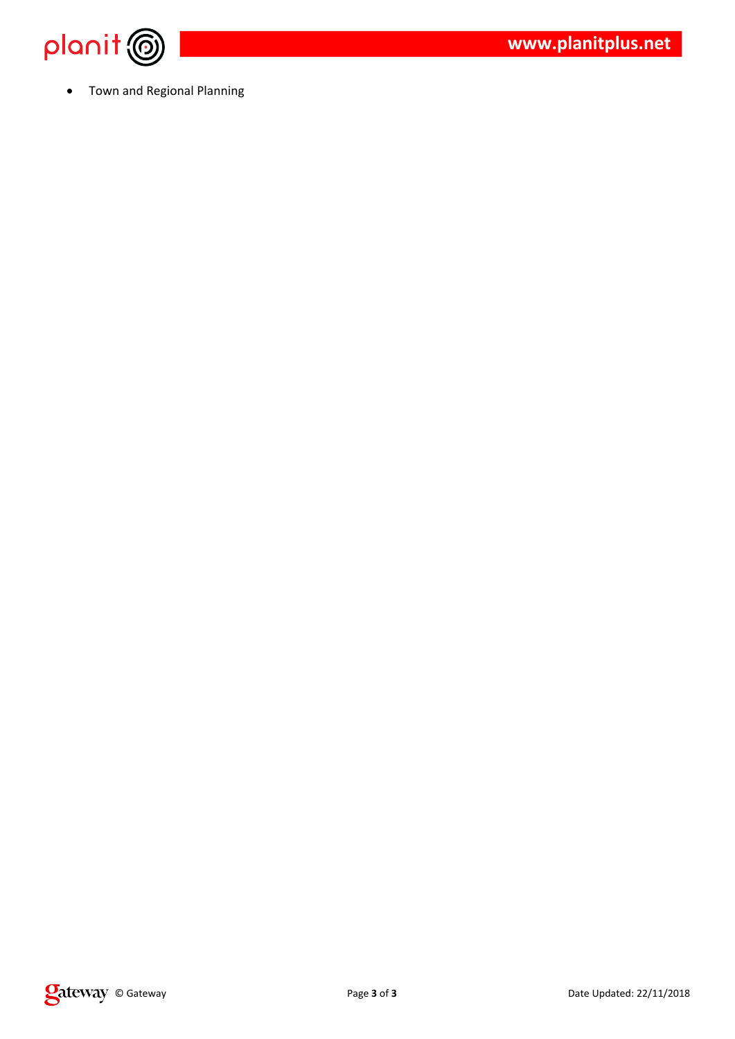- Town and Regional Planning